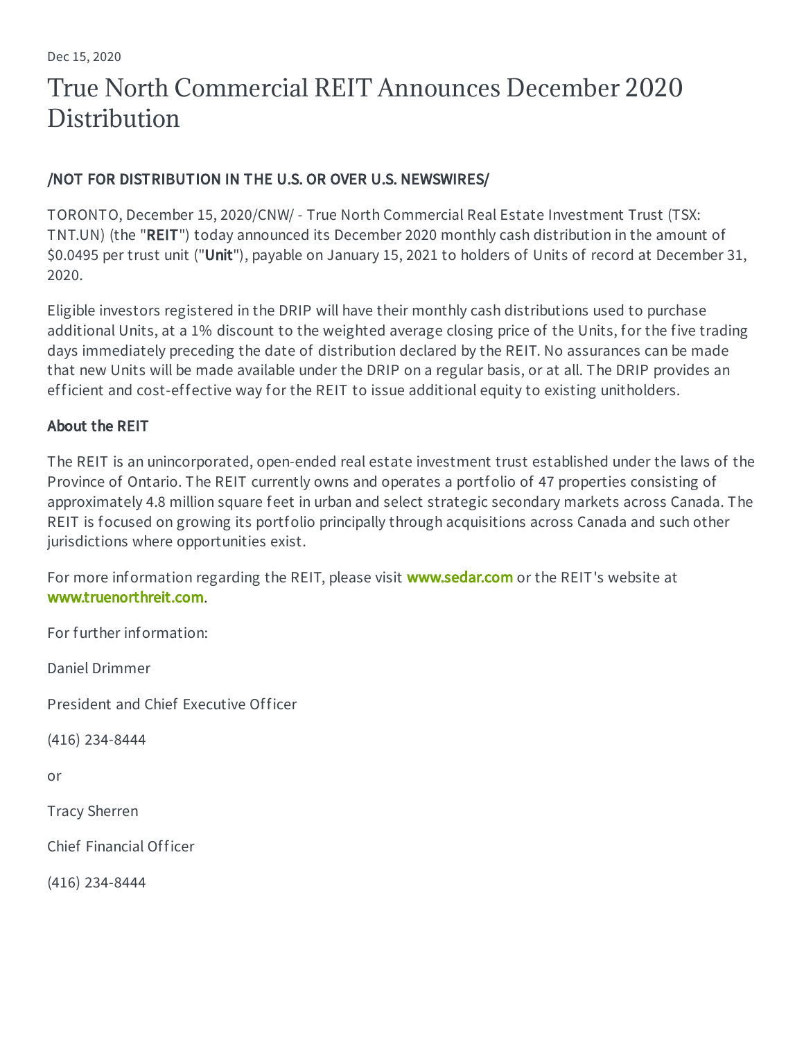Dec 15, 2020

# True North Commercial REIT Announces December 2020 Distribution

**/NOT FOR DISTRIBUTION IN THE U.S. OR OVER U.S. NEWSWIRES/**

TORONTO, December 15, 2020/CNW/ - True North Commercial Real Estate Investment Trust (TSX: TNT.UN) (the "**REIT**") today announced its December 2020 monthly cash distribution in the amount of $0.0495 per trust unit ("**Unit**"), payable on January 15, 2021 to holders of Units of record at December 31, 2020.

Eligible investors registered in the DRIP will have their monthly cash distributions used to purchase additional Units, at a 1% discount to the weighted average closing price of the Units, for the five trading days immediately preceding the date of distribution declared by the REIT. No assurances can be made that new Units will be made available under the DRIP on a regular basis, or at all. The DRIP provides an efficient and cost-effective way for the REIT to issue additional equity to existing unitholders.

**About the REIT**

The REIT is an unincorporated, open-ended real estate investment trust established under the laws of the Province of Ontario. The REIT currently owns and operates a portfolio of 47 properties consisting of approximately 4.8 million square feet in urban and select strategic secondary markets across Canada. The REIT is focused on growing its portfolio principally through acquisitions across Canada and such other jurisdictions where opportunities exist.

For more information regarding the REIT, please visit www.sedar.com or the REIT's website at www.truenorthreit.com.

For further information:

Daniel Drimmer

President and Chief Executive Officer

(416) 234-8444

or

Tracy Sherren

Chief Financial Officer

(416) 234-8444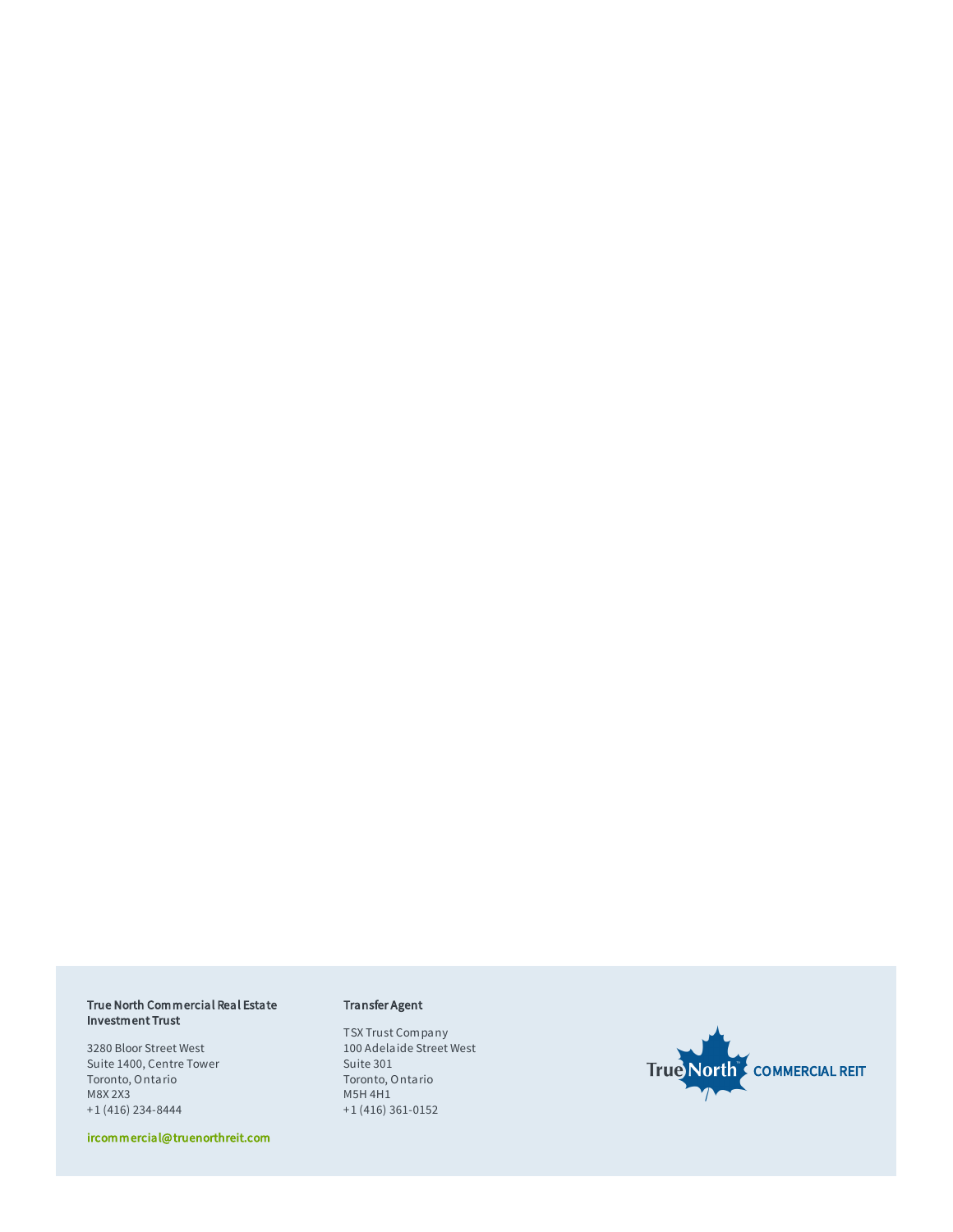**True North Commercial Real Estate Investment Trust**

3280 Bloor Street West
Suite 1400, Centre Tower
Toronto, Ontario
M8X 2X3
+1 (416) 234-8444

ircommercial@truenorthreit.com

**Transfer Agent**

TSX Trust Company
100 Adelaide Street West
Suite 301
Toronto, Ontario
M5H 4H1
+1 (416) 361-0152

True North COMMERCIAL REIT